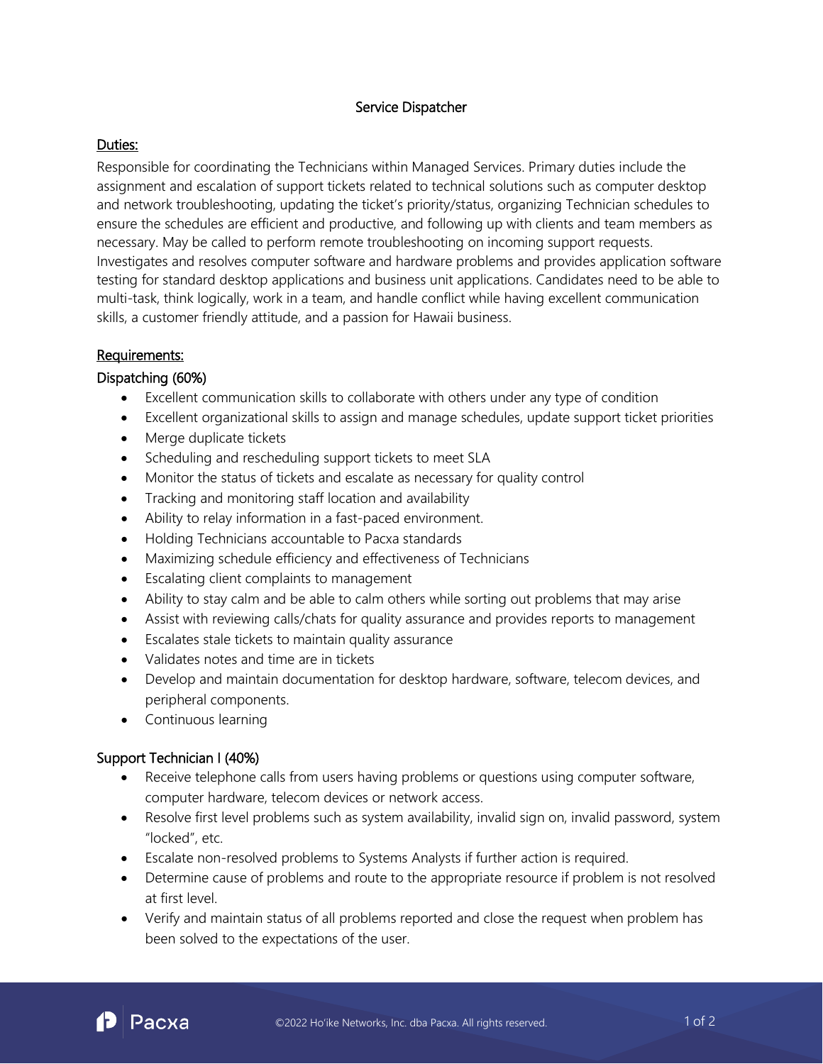# Service Dispatcher

## Duties:

Responsible for coordinating the Technicians within Managed Services. Primary duties include the assignment and escalation of support tickets related to technical solutions such as computer desktop and network troubleshooting, updating the ticket's priority/status, organizing Technician schedules to ensure the schedules are efficient and productive, and following up with clients and team members as necessary. May be called to perform remote troubleshooting on incoming support requests. Investigates and resolves computer software and hardware problems and provides application software testing for standard desktop applications and business unit applications. Candidates need to be able to multi-task, think logically, work in a team, and handle conflict while having excellent communication skills, a customer friendly attitude, and a passion for Hawaii business.

## Requirements:

### Dispatching (60%)

- Excellent communication skills to collaborate with others under any type of condition
- Excellent organizational skills to assign and manage schedules, update support ticket priorities
- Merge duplicate tickets
- Scheduling and rescheduling support tickets to meet SLA
- Monitor the status of tickets and escalate as necessary for quality control
- Tracking and monitoring staff location and availability
- Ability to relay information in a fast-paced environment.
- Holding Technicians accountable to Pacxa standards
- Maximizing schedule efficiency and effectiveness of Technicians
- Escalating client complaints to management
- Ability to stay calm and be able to calm others while sorting out problems that may arise
- Assist with reviewing calls/chats for quality assurance and provides reports to management
- Escalates stale tickets to maintain quality assurance
- Validates notes and time are in tickets
- Develop and maintain documentation for desktop hardware, software, telecom devices, and peripheral components.
- Continuous learning

### Support Technician I (40%)

- Receive telephone calls from users having problems or questions using computer software, computer hardware, telecom devices or network access.
- Resolve first level problems such as system availability, invalid sign on, invalid password, system "locked", etc.
- Escalate non-resolved problems to Systems Analysts if further action is required.
- Determine cause of problems and route to the appropriate resource if problem is not resolved at first level.
- Verify and maintain status of all problems reported and close the request when problem has been solved to the expectations of the user.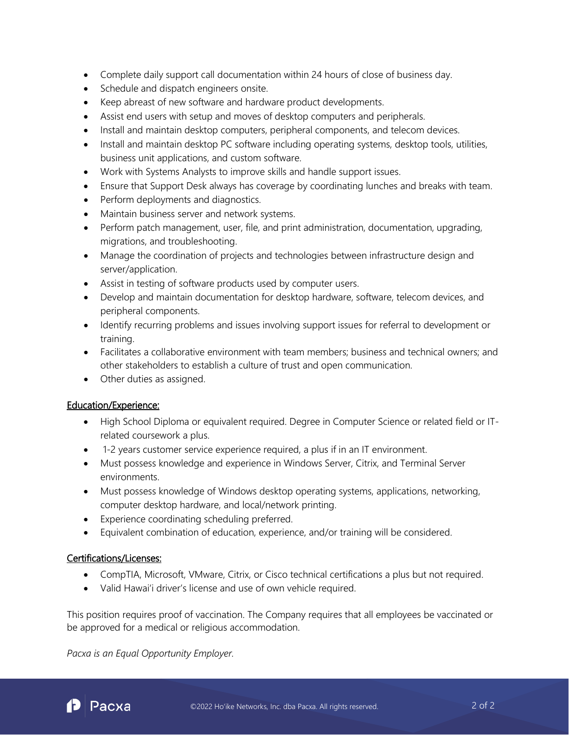- Complete daily support call documentation within 24 hours of close of business day.
- Schedule and dispatch engineers onsite.
- Keep abreast of new software and hardware product developments.
- Assist end users with setup and moves of desktop computers and peripherals.
- Install and maintain desktop computers, peripheral components, and telecom devices.
- Install and maintain desktop PC software including operating systems, desktop tools, utilities, business unit applications, and custom software.
- Work with Systems Analysts to improve skills and handle support issues.
- Ensure that Support Desk always has coverage by coordinating lunches and breaks with team.
- Perform deployments and diagnostics.
- Maintain business server and network systems.
- Perform patch management, user, file, and print administration, documentation, upgrading, migrations, and troubleshooting.
- Manage the coordination of projects and technologies between infrastructure design and server/application.
- Assist in testing of software products used by computer users.
- Develop and maintain documentation for desktop hardware, software, telecom devices, and peripheral components.
- Identify recurring problems and issues involving support issues for referral to development or training.
- Facilitates a collaborative environment with team members; business and technical owners; and other stakeholders to establish a culture of trust and open communication.
- Other duties as assigned.

## Education/Experience:

- High School Diploma or equivalent required. Degree in Computer Science or related field or IT-related coursework a plus.
- 1-2 years customer service experience required, a plus if in an IT environment.
- Must possess knowledge and experience in Windows Server, Citrix, and Terminal Server environments.
- Must possess knowledge of Windows desktop operating systems, applications, networking, computer desktop hardware, and local/network printing.
- Experience coordinating scheduling preferred.
- Equivalent combination of education, experience, and/or training will be considered.

## Certifications/Licenses:

- CompTIA, Microsoft, VMware, Citrix, or Cisco technical certifications a plus but not required.
- Valid Hawai'i driver's license and use of own vehicle required.

This position requires proof of vaccination. The Company requires that all employees be vaccinated or be approved for a medical or religious accommodation.

*Pacxa is an Equal Opportunity Employer.*